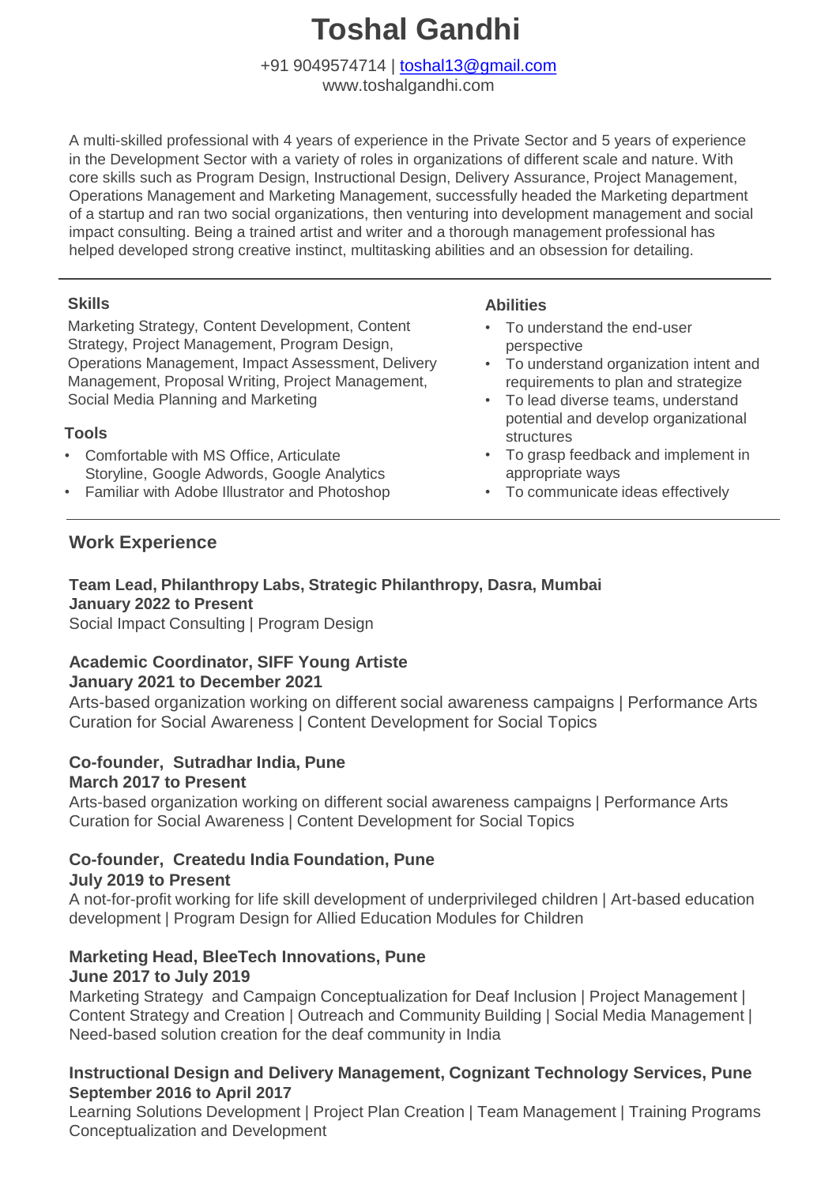# Toshal Gandhi

+91 9049574714 | toshal13@gmail.com
www.toshalgandhi.com

A multi-skilled professional with 4 years of experience in the Private Sector and 5 years of experience in the Development Sector with a variety of roles in organizations of different scale and nature. With core skills such as Program Design, Instructional Design, Delivery Assurance, Project Management, Operations Management and Marketing Management, successfully headed the Marketing department of a startup and ran two social organizations, then venturing into development management and social impact consulting. Being a trained artist and writer and a thorough management professional has helped developed strong creative instinct, multitasking abilities and an obsession for detailing.

---

### Skills

Marketing Strategy, Content Development, Content Strategy, Project Management, Program Design, Operations Management, Impact Assessment, Delivery Management, Proposal Writing, Project Management, Social Media Planning and Marketing

### Tools

- Comfortable with MS Office, Articulate Storyline, Google Adwords, Google Analytics
- Familiar with Adobe Illustrator and Photoshop

### Abilities

- To understand the end-user perspective
- To understand organization intent and requirements to plan and strategize
- To lead diverse teams, understand potential and develop organizational structures
- To grasp feedback and implement in appropriate ways
- To communicate ideas effectively

---

## Work Experience

**Team Lead, Philanthropy Labs, Strategic Philanthropy, Dasra, Mumbai**
**January 2022 to Present**
Social Impact Consulting | Program Design

**Academic Coordinator, SIFF Young Artiste**
**January 2021 to December 2021**
Arts-based organization working on different social awareness campaigns | Performance Arts Curation for Social Awareness | Content Development for Social Topics

**Co-founder, Sutradhar India, Pune**
**March 2017 to Present**
Arts-based organization working on different social awareness campaigns | Performance Arts Curation for Social Awareness | Content Development for Social Topics

**Co-founder, Createdu India Foundation, Pune**
**July 2019 to Present**
A not-for-profit working for life skill development of underprivileged children | Art-based education development | Program Design for Allied Education Modules for Children

**Marketing Head, BleeTech Innovations, Pune**
**June 2017 to July 2019**
Marketing Strategy and Campaign Conceptualization for Deaf Inclusion | Project Management | Content Strategy and Creation | Outreach and Community Building | Social Media Management | Need-based solution creation for the deaf community in India

**Instructional Design and Delivery Management, Cognizant Technology Services, Pune**
**September 2016 to April 2017**
Learning Solutions Development | Project Plan Creation | Team Management | Training Programs Conceptualization and Development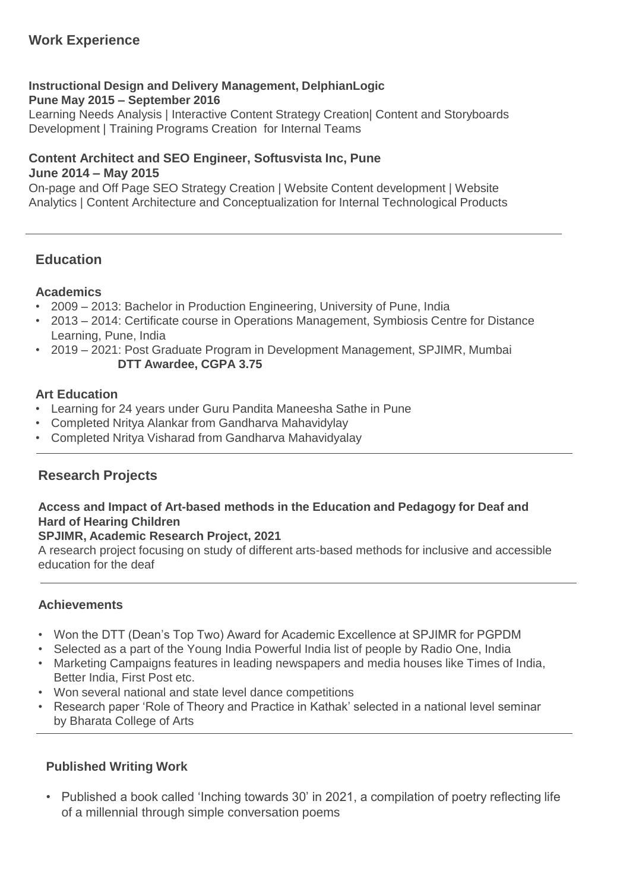## Work Experience

**Instructional Design and Delivery Management, DelphianLogic**
**Pune May 2015 – September 2016**
Learning Needs Analysis | Interactive Content Strategy Creation| Content and Storyboards Development | Training Programs Creation for Internal Teams

**Content Architect and SEO Engineer, Softusvista Inc, Pune**
**June 2014 – May 2015**
On-page and Off Page SEO Strategy Creation | Website Content development | Website Analytics | Content Architecture and Conceptualization for Internal Technological Products

---

## Education

### Academics

- 2009 – 2013: Bachelor in Production Engineering, University of Pune, India
- 2013 – 2014: Certificate course in Operations Management, Symbiosis Centre for Distance Learning, Pune, India
- 2019 – 2021: Post Graduate Program in Development Management, SPJIMR, Mumbai
  **DTT Awardee, CGPA 3.75**

### Art Education

- Learning for 24 years under Guru Pandita Maneesha Sathe in Pune
- Completed Nritya Alankar from Gandharva Mahavidylay
- Completed Nritya Visharad from Gandharva Mahavidyalay

---

## Research Projects

**Access and Impact of Art-based methods in the Education and Pedagogy for Deaf and Hard of Hearing Children**
**SPJIMR, Academic Research Project, 2021**
A research project focusing on study of different arts-based methods for inclusive and accessible education for the deaf

---

## Achievements

- Won the DTT (Dean's Top Two) Award for Academic Excellence at SPJIMR for PGPDM
- Selected as a part of the Young India Powerful India list of people by Radio One, India
- Marketing Campaigns features in leading newspapers and media houses like Times of India, Better India, First Post etc.
- Won several national and state level dance competitions
- Research paper 'Role of Theory and Practice in Kathak' selected in a national level seminar by Bharata College of Arts

---

## Published Writing Work

- Published a book called 'Inching towards 30' in 2021, a compilation of poetry reflecting life of a millennial through simple conversation poems